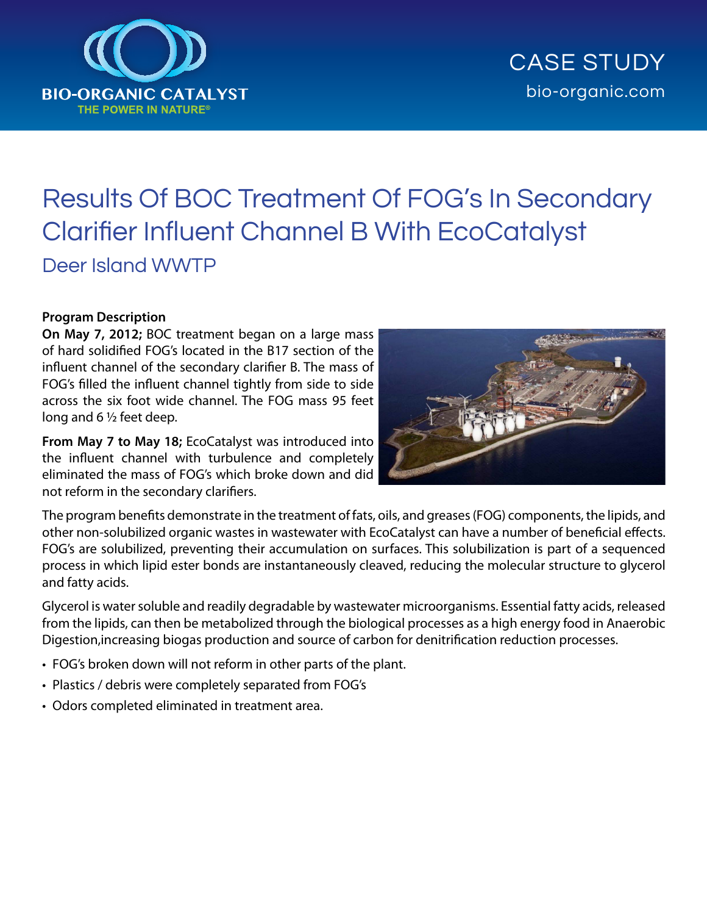BIO-ORGANIC CATALYST
THE POWER IN NATURE®

CASE STUDY
bio-organic.com

# Results Of BOC Treatment Of FOG's In Secondary Clarifier Influent Channel B With EcoCatalyst

## Deer Island WWTP

**Program Description**

**On May 7, 2012;** BOC treatment began on a large mass of hard solidified FOG's located in the B17 section of the influent channel of the secondary clarifier B. The mass of FOG's filled the influent channel tightly from side to side across the six foot wide channel. The FOG mass 95 feet long and 6 ½ feet deep.

**From May 7 to May 18;** EcoCatalyst was introduced into the influent channel with turbulence and completely eliminated the mass of FOG's which broke down and did not reform in the secondary clarifiers.

The program benefits demonstrate in the treatment of fats, oils, and greases (FOG) components, the lipids, and other non-solubilized organic wastes in wastewater with EcoCatalyst can have a number of beneficial effects. FOG's are solubilized, preventing their accumulation on surfaces. This solubilization is part of a sequenced process in which lipid ester bonds are instantaneously cleaved, reducing the molecular structure to glycerol and fatty acids.

Glycerol is water soluble and readily degradable by wastewater microorganisms. Essential fatty acids, released from the lipids, can then be metabolized through the biological processes as a high energy food in Anaerobic Digestion,increasing biogas production and source of carbon for denitrification reduction processes.

- FOG's broken down will not reform in other parts of the plant.
- Plastics / debris were completely separated from FOG's
- Odors completed eliminated in treatment area.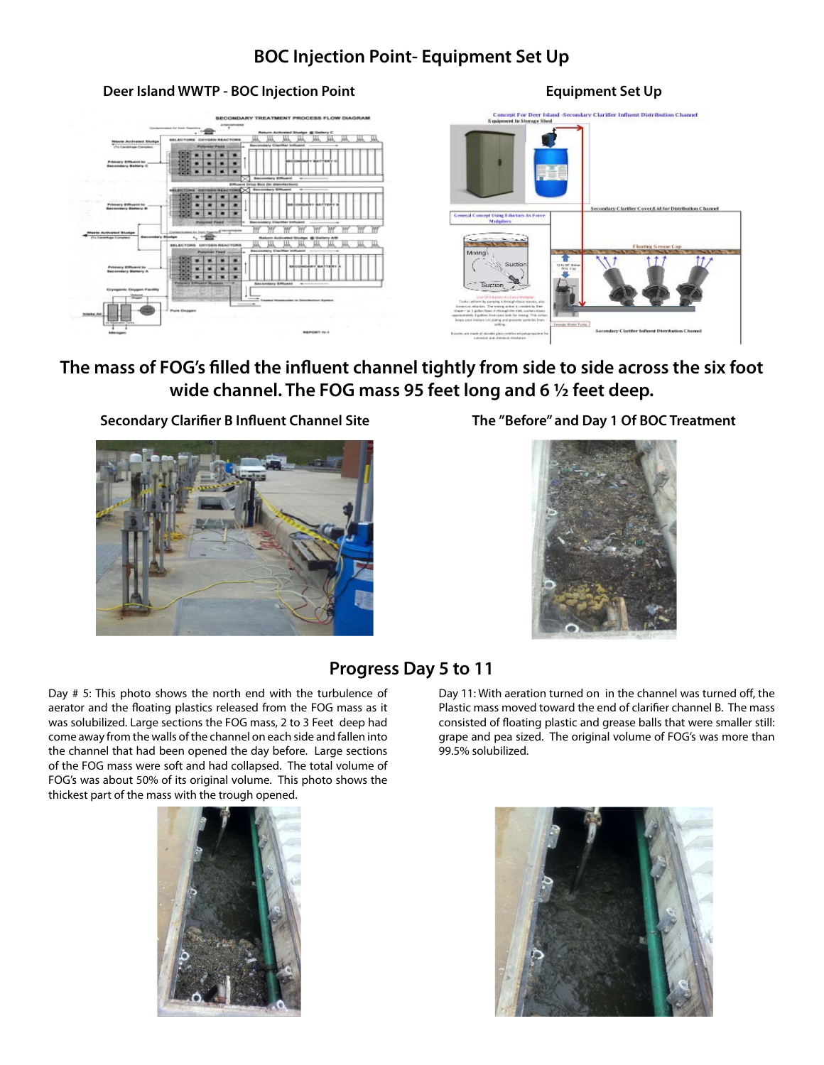# BOC Injection Point- Equipment Set Up

**Deer Island WWTP - BOC Injection Point**

**Equipment Set Up**

## The mass of FOG's filled the influent channel tightly from side to side across the six foot wide channel. The FOG mass 95 feet long and 6 ½ feet deep.

**Secondary Clarifier B Influent Channel Site**

**The "Before" and Day 1 Of BOC Treatment**

## Progress Day 5 to 11

Day # 5: This photo shows the north end with the turbulence of aerator and the floating plastics released from the FOG mass as it was solubilized. Large sections the FOG mass, 2 to 3 Feet deep had come away from the walls of the channel on each side and fallen into the channel that had been opened the day before. Large sections of the FOG mass were soft and had collapsed. The total volume of FOG's was about 50% of its original volume. This photo shows the thickest part of the mass with the trough opened.

Day 11: With aeration turned on in the channel was turned off, the Plastic mass moved toward the end of clarifier channel B. The mass consisted of floating plastic and grease balls that were smaller still: grape and pea sized. The original volume of FOG's was more than 99.5% solubilized.